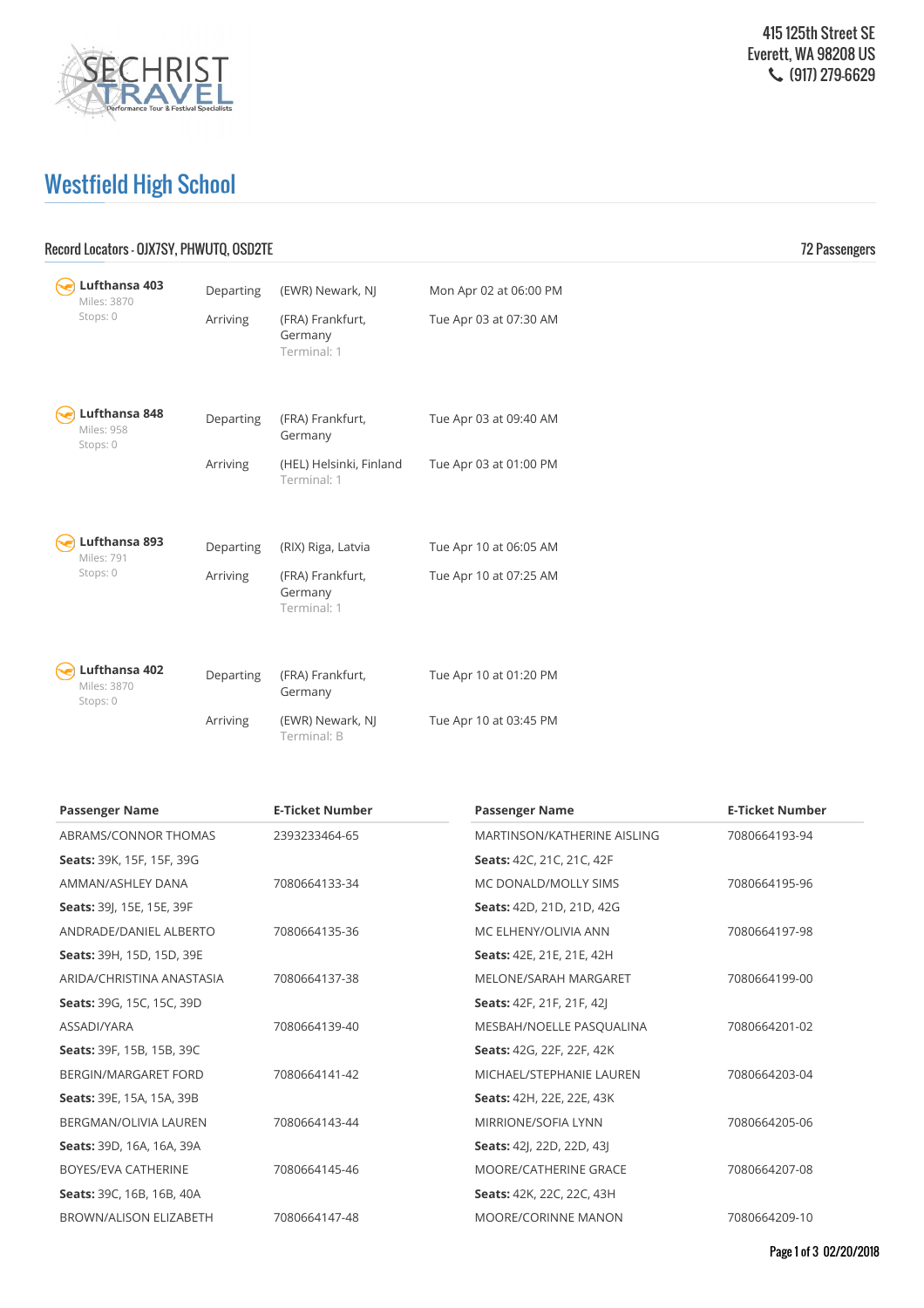SECHRIST TRAVEL
Performance Tour & Festival Specialists

415 125th Street SE
Everett, WA 98208 US
(917) 279-6629

# Westfield High School

**Record Locators - OJX7SY, PHWUTQ, OSD2TE** — 72 Passengers

| Flight | | Location | Date/Time |
|---|---|---|---|
| **Lufthansa 403**<br>Miles: 3870<br>Stops: 0 | Departing | (EWR) Newark, NJ | Mon Apr 02 at 06:00 PM |
| | Arriving | (FRA) Frankfurt, Germany<br>Terminal: 1 | Tue Apr 03 at 07:30 AM |
| **Lufthansa 848**<br>Miles: 958<br>Stops: 0 | Departing | (FRA) Frankfurt, Germany | Tue Apr 03 at 09:40 AM |
| | Arriving | (HEL) Helsinki, Finland<br>Terminal: 1 | Tue Apr 03 at 01:00 PM |
| **Lufthansa 893**<br>Miles: 791<br>Stops: 0 | Departing | (RIX) Riga, Latvia | Tue Apr 10 at 06:05 AM |
| | Arriving | (FRA) Frankfurt, Germany<br>Terminal: 1 | Tue Apr 10 at 07:25 AM |
| **Lufthansa 402**<br>Miles: 3870<br>Stops: 0 | Departing | (FRA) Frankfurt, Germany | Tue Apr 10 at 01:20 PM |
| | Arriving | (EWR) Newark, NJ<br>Terminal: B | Tue Apr 10 at 03:45 PM |

| Passenger Name | E-Ticket Number |
|---|---|
| ABRAMS/CONNOR THOMAS | 2393233464-65 |
| **Seats:** 39K, 15F, 15F, 39G | |
| AMMAN/ASHLEY DANA | 7080664133-34 |
| **Seats:** 39J, 15E, 15E, 39F | |
| ANDRADE/DANIEL ALBERTO | 7080664135-36 |
| **Seats:** 39H, 15D, 15D, 39E | |
| ARIDA/CHRISTINA ANASTASIA | 7080664137-38 |
| **Seats:** 39G, 15C, 15C, 39D | |
| ASSADI/YARA | 7080664139-40 |
| **Seats:** 39F, 15B, 15B, 39C | |
| BERGIN/MARGARET FORD | 7080664141-42 |
| **Seats:** 39E, 15A, 15A, 39B | |
| BERGMAN/OLIVIA LAUREN | 7080664143-44 |
| **Seats:** 39D, 16A, 16A, 39A | |
| BOYES/EVA CATHERINE | 7080664145-46 |
| **Seats:** 39C, 16B, 16B, 40A | |
| BROWN/ALISON ELIZABETH | 7080664147-48 |

| Passenger Name | E-Ticket Number |
|---|---|
| MARTINSON/KATHERINE AISLING | 7080664193-94 |
| **Seats:** 42C, 21C, 21C, 42F | |
| MC DONALD/MOLLY SIMS | 7080664195-96 |
| **Seats:** 42D, 21D, 21D, 42G | |
| MC ELHENY/OLIVIA ANN | 7080664197-98 |
| **Seats:** 42E, 21E, 21E, 42H | |
| MELONE/SARAH MARGARET | 7080664199-00 |
| **Seats:** 42F, 21F, 21F, 42J | |
| MESBAH/NOELLE PASQUALINA | 7080664201-02 |
| **Seats:** 42G, 22F, 22F, 42K | |
| MICHAEL/STEPHANIE LAUREN | 7080664203-04 |
| **Seats:** 42H, 22E, 22E, 43K | |
| MIRRIONE/SOFIA LYNN | 7080664205-06 |
| **Seats:** 42J, 22D, 22D, 43J | |
| MOORE/CATHERINE GRACE | 7080664207-08 |
| **Seats:** 42K, 22C, 22C, 43H | |
| MOORE/CORINNE MANON | 7080664209-10 |

02/20/2018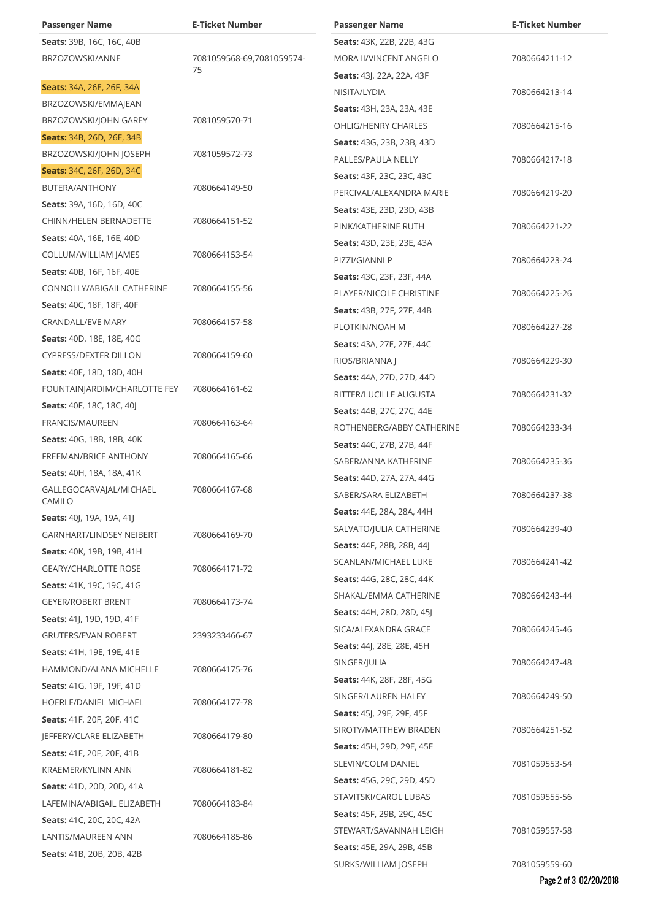| Passenger Name | E-Ticket Number |
| --- | --- |
| **Seats:** 39B, 16C, 16C, 40B | |
| BRZOZOWSKI/ANNE | 7081059568-69,7081059574-75 |
| **Seats:** 34A, 26E, 26F, 34A | |
| BRZOZOWSKI/EMMAJEAN | |
| BRZOZOWSKI/JOHN GAREY | 7081059570-71 |
| **Seats:** 34B, 26D, 26E, 34B | |
| BRZOZOWSKI/JOHN JOSEPH | 7081059572-73 |
| **Seats:** 34C, 26F, 26D, 34C | |
| BUTERA/ANTHONY | 7080664149-50 |
| **Seats:** 39A, 16D, 16D, 40C | |
| CHINN/HELEN BERNADETTE | 7080664151-52 |
| **Seats:** 40A, 16E, 16E, 40D | |
| COLLUM/WILLIAM JAMES | 7080664153-54 |
| **Seats:** 40B, 16F, 16F, 40E | |
| CONNOLLY/ABIGAIL CATHERINE | 7080664155-56 |
| **Seats:** 40C, 18F, 18F, 40F | |
| CRANDALL/EVE MARY | 7080664157-58 |
| **Seats:** 40D, 18E, 18E, 40G | |
| CYPRESS/DEXTER DILLON | 7080664159-60 |
| **Seats:** 40E, 18D, 18D, 40H | |
| FOUNTAINJARDIM/CHARLOTTE FEY | 7080664161-62 |
| **Seats:** 40F, 18C, 18C, 40J | |
| FRANCIS/MAUREEN | 7080664163-64 |
| **Seats:** 40G, 18B, 18B, 40K | |
| FREEMAN/BRICE ANTHONY | 7080664165-66 |
| **Seats:** 40H, 18A, 18A, 41K | |
| GALLEGOCARVAJAL/MICHAEL CAMILO | 7080664167-68 |
| **Seats:** 40J, 19A, 19A, 41J | |
| GARNHART/LINDSEY NEIBERT | 7080664169-70 |
| **Seats:** 40K, 19B, 19B, 41H | |
| GEARY/CHARLOTTE ROSE | 7080664171-72 |
| **Seats:** 41K, 19C, 19C, 41G | |
| GEYER/ROBERT BRENT | 7080664173-74 |
| **Seats:** 41J, 19D, 19D, 41F | |
| GRUTERS/EVAN ROBERT | 2393233466-67 |
| **Seats:** 41H, 19E, 19E, 41E | |
| HAMMOND/ALANA MICHELLE | 7080664175-76 |
| **Seats:** 41G, 19F, 19F, 41D | |
| HOERLE/DANIEL MICHAEL | 7080664177-78 |
| **Seats:** 41F, 20F, 20F, 41C | |
| JEFFERY/CLARE ELIZABETH | 7080664179-80 |
| **Seats:** 41E, 20E, 20E, 41B | |
| KRAEMER/KYLINN ANN | 7080664181-82 |
| **Seats:** 41D, 20D, 20D, 41A | |
| LAFEMINA/ABIGAIL ELIZABETH | 7080664183-84 |
| **Seats:** 41C, 20C, 20C, 42A | |
| LANTIS/MAUREEN ANN | 7080664185-86 |
| **Seats:** 41B, 20B, 20B, 42B | |

| Passenger Name | E-Ticket Number |
| --- | --- |
| **Seats:** 43K, 22B, 22B, 43G | |
| MORA II/VINCENT ANGELO | 7080664211-12 |
| **Seats:** 43J, 22A, 22A, 43F | |
| NISITA/LYDIA | 7080664213-14 |
| **Seats:** 43H, 23A, 23A, 43E | |
| OHLIG/HENRY CHARLES | 7080664215-16 |
| **Seats:** 43G, 23B, 23B, 43D | |
| PALLES/PAULA NELLY | 7080664217-18 |
| **Seats:** 43F, 23C, 23C, 43C | |
| PERCIVAL/ALEXANDRA MARIE | 7080664219-20 |
| **Seats:** 43E, 23D, 23D, 43B | |
| PINK/KATHERINE RUTH | 7080664221-22 |
| **Seats:** 43D, 23E, 23E, 43A | |
| PIZZI/GIANNI P | 7080664223-24 |
| **Seats:** 43C, 23F, 23F, 44A | |
| PLAYER/NICOLE CHRISTINE | 7080664225-26 |
| **Seats:** 43B, 27F, 27F, 44B | |
| PLOTKIN/NOAH M | 7080664227-28 |
| **Seats:** 43A, 27E, 27E, 44C | |
| RIOS/BRIANNA J | 7080664229-30 |
| **Seats:** 44A, 27D, 27D, 44D | |
| RITTER/LUCILLE AUGUSTA | 7080664231-32 |
| **Seats:** 44B, 27C, 27C, 44E | |
| ROTHENBERG/ABBY CATHERINE | 7080664233-34 |
| **Seats:** 44C, 27B, 27B, 44F | |
| SABER/ANNA KATHERINE | 7080664235-36 |
| **Seats:** 44D, 27A, 27A, 44G | |
| SABER/SARA ELIZABETH | 7080664237-38 |
| **Seats:** 44E, 28A, 28A, 44H | |
| SALVATO/JULIA CATHERINE | 7080664239-40 |
| **Seats:** 44F, 28B, 28B, 44J | |
| SCANLAN/MICHAEL LUKE | 7080664241-42 |
| **Seats:** 44G, 28C, 28C, 44K | |
| SHAKAL/EMMA CATHERINE | 7080664243-44 |
| **Seats:** 44H, 28D, 28D, 45J | |
| SICA/ALEXANDRA GRACE | 7080664245-46 |
| **Seats:** 44J, 28E, 28E, 45H | |
| SINGER/JULIA | 7080664247-48 |
| **Seats:** 44K, 28F, 28F, 45G | |
| SINGER/LAUREN HALEY | 7080664249-50 |
| **Seats:** 45J, 29E, 29F, 45F | |
| SIROTY/MATTHEW BRADEN | 7080664251-52 |
| **Seats:** 45H, 29D, 29E, 45E | |
| SLEVIN/COLM DANIEL | 7081059553-54 |
| **Seats:** 45G, 29C, 29D, 45D | |
| STAVITSKI/CAROL LUBAS | 7081059555-56 |
| **Seats:** 45F, 29B, 29C, 45C | |
| STEWART/SAVANNAH LEIGH | 7081059557-58 |
| **Seats:** 45E, 29A, 29B, 45B | |
| SURKS/WILLIAM JOSEPH | 7081059559-60 |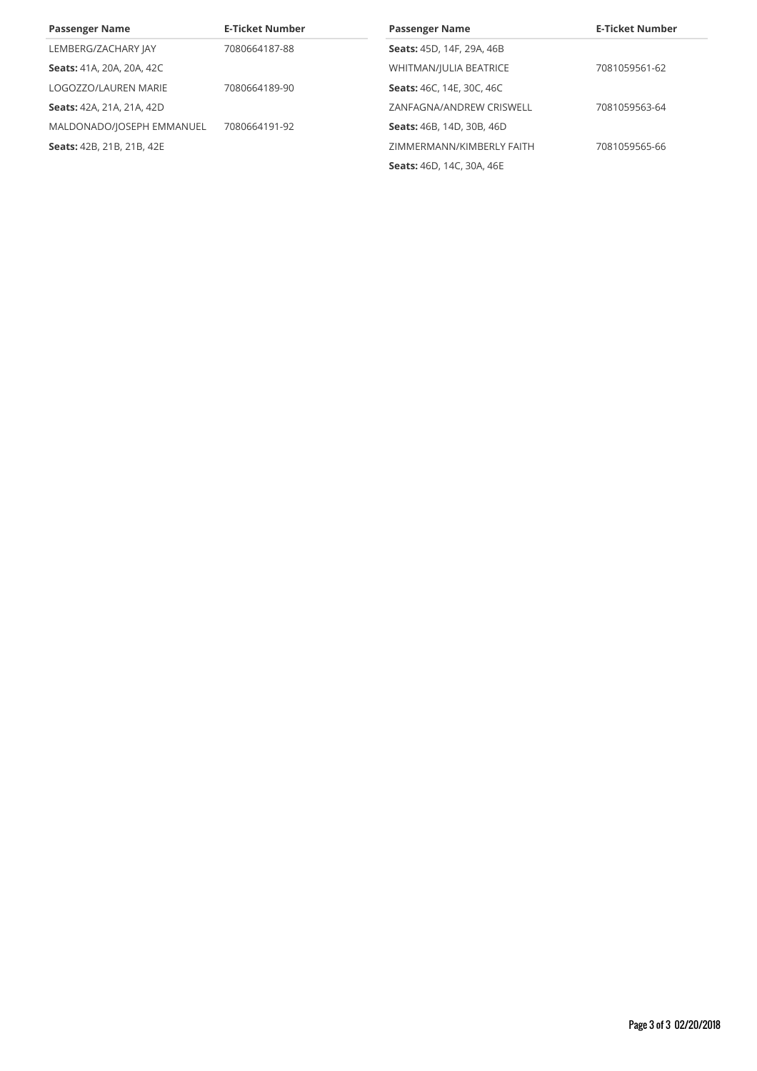| Passenger Name | E-Ticket Number |
| --- | --- |
| LEMBERG/ZACHARY JAY | 7080664187-88 |
| **Seats:** 41A, 20A, 20A, 42C | |
| LOGOZZO/LAUREN MARIE | 7080664189-90 |
| **Seats:** 42A, 21A, 21A, 42D | |
| MALDONADO/JOSEPH EMMANUEL | 7080664191-92 |
| **Seats:** 42B, 21B, 21B, 42E | |

| Passenger Name | E-Ticket Number |
| --- | --- |
| **Seats:** 45D, 14F, 29A, 46B | |
| WHITMAN/JULIA BEATRICE | 7081059561-62 |
| **Seats:** 46C, 14E, 30C, 46C | |
| ZANFAGNA/ANDREW CRISWELL | 7081059563-64 |
| **Seats:** 46B, 14D, 30B, 46D | |
| ZIMMERMANN/KIMBERLY FAITH | 7081059565-66 |
| **Seats:** 46D, 14C, 30A, 46E | |

02/20/2018